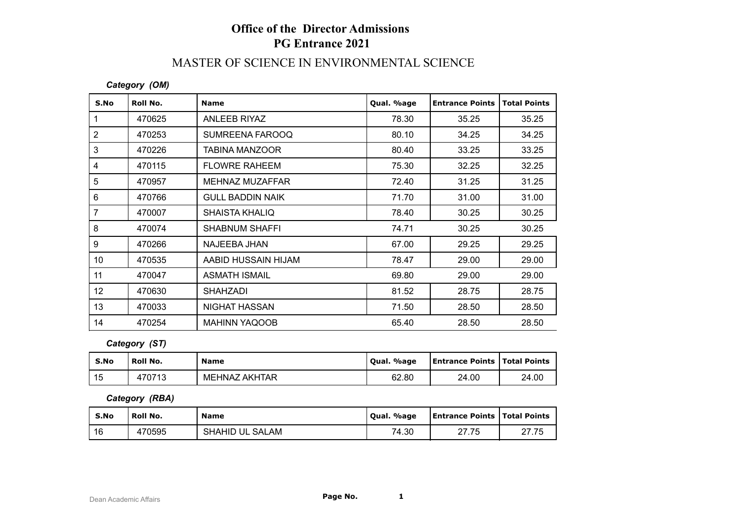# Office of the Director Admissions
# PG Entrance 2021

## MASTER OF SCIENCE IN ENVIRONMENTAL SCIENCE

***Category (OM)***

| S.No | Roll No. | Name | Qual. %age | Entrance Points | Total Points |
|---|---|---|---|---|---|
| 1 | 470625 | ANLEEB RIYAZ | 78.30 | 35.25 | 35.25 |
| 2 | 470253 | SUMREENA FAROOQ | 80.10 | 34.25 | 34.25 |
| 3 | 470226 | TABINA MANZOOR | 80.40 | 33.25 | 33.25 |
| 4 | 470115 | FLOWRE RAHEEM | 75.30 | 32.25 | 32.25 |
| 5 | 470957 | MEHNAZ MUZAFFAR | 72.40 | 31.25 | 31.25 |
| 6 | 470766 | GULL BADDIN NAIK | 71.70 | 31.00 | 31.00 |
| 7 | 470007 | SHAISTA KHALIQ | 78.40 | 30.25 | 30.25 |
| 8 | 470074 | SHABNUM SHAFFI | 74.71 | 30.25 | 30.25 |
| 9 | 470266 | NAJEEBA JHAN | 67.00 | 29.25 | 29.25 |
| 10 | 470535 | AABID HUSSAIN HIJAM | 78.47 | 29.00 | 29.00 |
| 11 | 470047 | ASMATH ISMAIL | 69.80 | 29.00 | 29.00 |
| 12 | 470630 | SHAHZADI | 81.52 | 28.75 | 28.75 |
| 13 | 470033 | NIGHAT HASSAN | 71.50 | 28.50 | 28.50 |
| 14 | 470254 | MAHINN YAQOOB | 65.40 | 28.50 | 28.50 |

***Category (ST)***

| S.No | Roll No. | Name | Qual. %age | Entrance Points | Total Points |
|---|---|---|---|---|---|
| 15 | 470713 | MEHNAZ AKHTAR | 62.80 | 24.00 | 24.00 |

***Category (RBA)***

| S.No | Roll No. | Name | Qual. %age | Entrance Points | Total Points |
|---|---|---|---|---|---|
| 16 | 470595 | SHAHID UL SALAM | 74.30 | 27.75 | 27.75 |

Dean Academic Affairs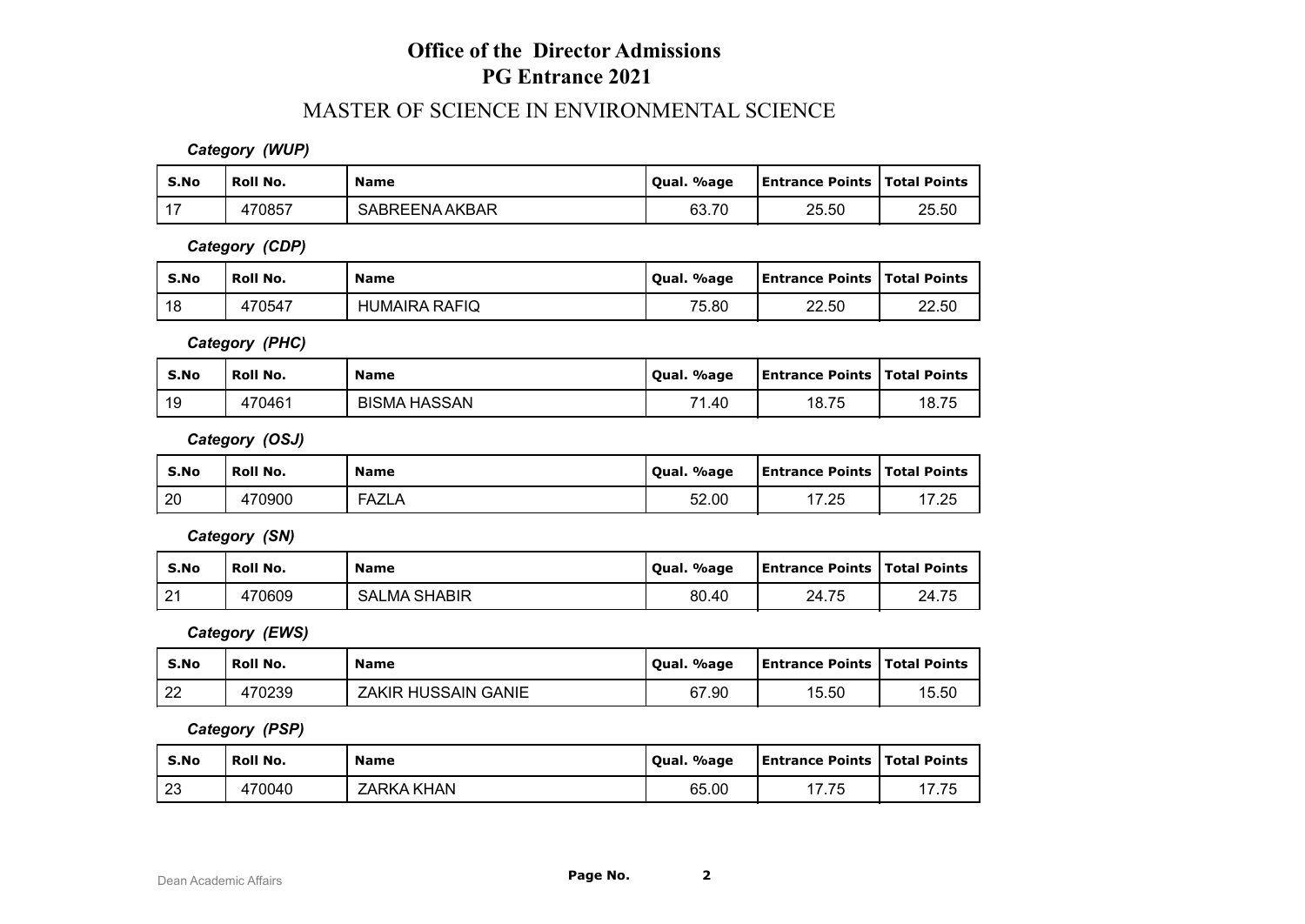# Office of the Director Admissions
# PG Entrance 2021

## MASTER OF SCIENCE IN ENVIRONMENTAL SCIENCE

***Category (WUP)***

| S.No | Roll No. | Name | Qual. %age | Entrance Points | Total Points |
|---|---|---|---|---|---|
| 17 | 470857 | SABREENA AKBAR | 63.70 | 25.50 | 25.50 |

***Category (CDP)***

| S.No | Roll No. | Name | Qual. %age | Entrance Points | Total Points |
|---|---|---|---|---|---|
| 18 | 470547 | HUMAIRA RAFIQ | 75.80 | 22.50 | 22.50 |

***Category (PHC)***

| S.No | Roll No. | Name | Qual. %age | Entrance Points | Total Points |
|---|---|---|---|---|---|
| 19 | 470461 | BISMA HASSAN | 71.40 | 18.75 | 18.75 |

***Category (OSJ)***

| S.No | Roll No. | Name | Qual. %age | Entrance Points | Total Points |
|---|---|---|---|---|---|
| 20 | 470900 | FAZLA | 52.00 | 17.25 | 17.25 |

***Category (SN)***

| S.No | Roll No. | Name | Qual. %age | Entrance Points | Total Points |
|---|---|---|---|---|---|
| 21 | 470609 | SALMA SHABIR | 80.40 | 24.75 | 24.75 |

***Category (EWS)***

| S.No | Roll No. | Name | Qual. %age | Entrance Points | Total Points |
|---|---|---|---|---|---|
| 22 | 470239 | ZAKIR HUSSAIN GANIE | 67.90 | 15.50 | 15.50 |

***Category (PSP)***

| S.No | Roll No. | Name | Qual. %age | Entrance Points | Total Points |
|---|---|---|---|---|---|
| 23 | 470040 | ZARKA KHAN | 65.00 | 17.75 | 17.75 |

Dean Academic Affairs